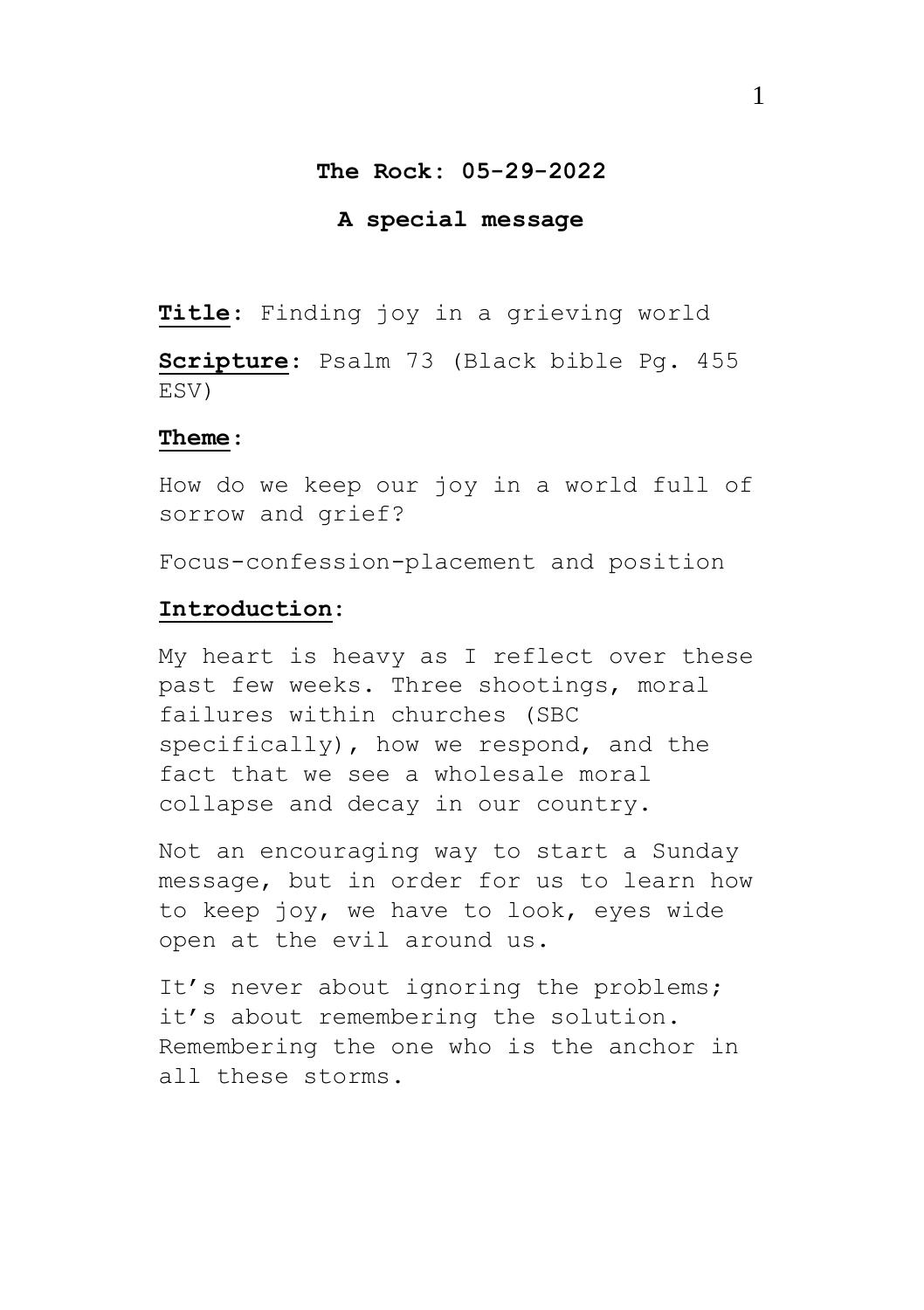**The Rock: 05-29-2022**

**A special message**

**Title**: Finding joy in a grieving world

**Scripture**: Psalm 73 (Black bible Pg. 455 ESV)

**Theme**:

How do we keep our joy in a world full of sorrow and grief?

Focus-confession-placement and position

**Introduction**:

My heart is heavy as I reflect over these past few weeks. Three shootings, moral failures within churches (SBC specifically), how we respond, and the fact that we see a wholesale moral collapse and decay in our country.

Not an encouraging way to start a Sunday message, but in order for us to learn how to keep joy, we have to look, eyes wide open at the evil around us.

It's never about ignoring the problems; it's about remembering the solution. Remembering the one who is the anchor in all these storms.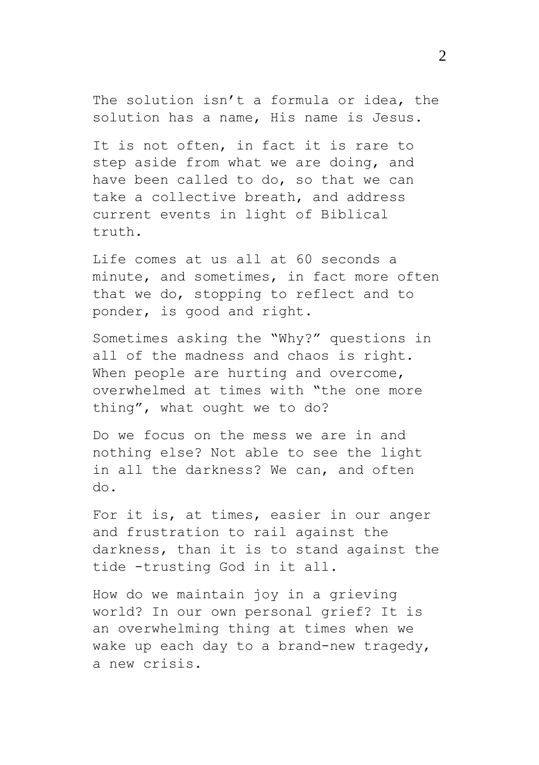The solution isn't a formula or idea, the solution has a name, His name is Jesus.

It is not often, in fact it is rare to step aside from what we are doing, and have been called to do, so that we can take a collective breath, and address current events in light of Biblical truth.

Life comes at us all at 60 seconds a minute, and sometimes, in fact more often that we do, stopping to reflect and to ponder, is good and right.

Sometimes asking the "Why?" questions in all of the madness and chaos is right. When people are hurting and overcome, overwhelmed at times with "the one more thing", what ought we to do?

Do we focus on the mess we are in and nothing else? Not able to see the light in all the darkness? We can, and often do.

For it is, at times, easier in our anger and frustration to rail against the darkness, than it is to stand against the tide -trusting God in it all.

How do we maintain joy in a grieving world? In our own personal grief? It is an overwhelming thing at times when we wake up each day to a brand-new tragedy, a new crisis.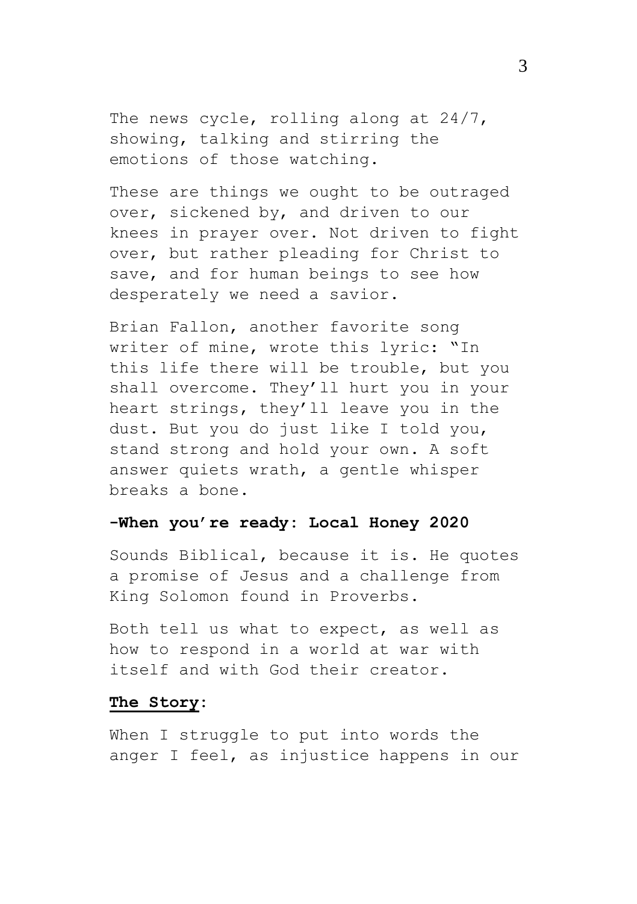The news cycle, rolling along at 24/7, showing, talking and stirring the emotions of those watching.

These are things we ought to be outraged over, sickened by, and driven to our knees in prayer over. Not driven to fight over, but rather pleading for Christ to save, and for human beings to see how desperately we need a savior.

Brian Fallon, another favorite song writer of mine, wrote this lyric: "In this life there will be trouble, but you shall overcome. They'll hurt you in your heart strings, they'll leave you in the dust. But you do just like I told you, stand strong and hold your own. A soft answer quiets wrath, a gentle whisper breaks a bone.

**-When you're ready: Local Honey 2020**

Sounds Biblical, because it is. He quotes a promise of Jesus and a challenge from King Solomon found in Proverbs.

Both tell us what to expect, as well as how to respond in a world at war with itself and with God their creator.

**The Story:**

When I struggle to put into words the anger I feel, as injustice happens in our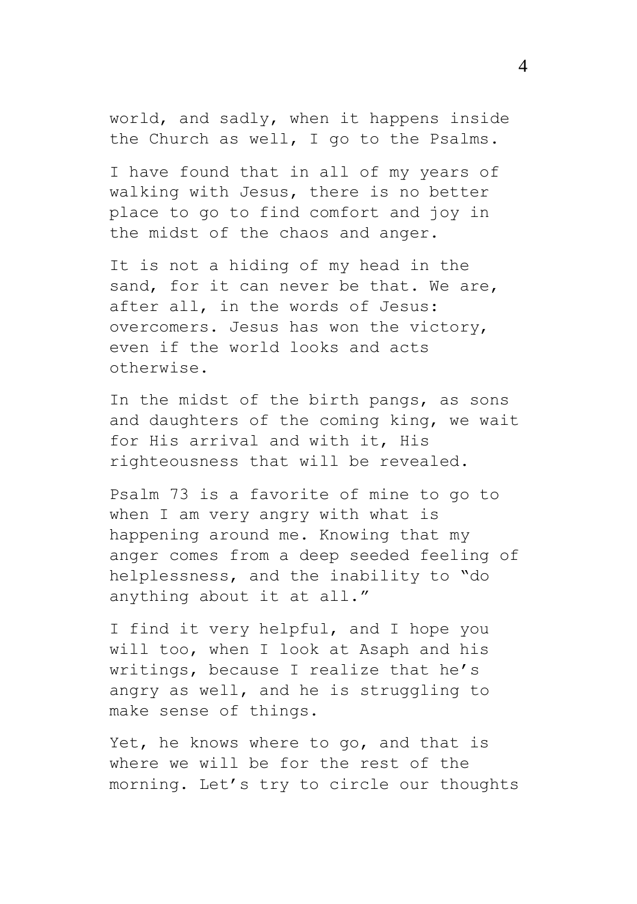world, and sadly, when it happens inside the Church as well, I go to the Psalms.

I have found that in all of my years of walking with Jesus, there is no better place to go to find comfort and joy in the midst of the chaos and anger.

It is not a hiding of my head in the sand, for it can never be that. We are, after all, in the words of Jesus: overcomers. Jesus has won the victory, even if the world looks and acts otherwise.

In the midst of the birth pangs, as sons and daughters of the coming king, we wait for His arrival and with it, His righteousness that will be revealed.

Psalm 73 is a favorite of mine to go to when I am very angry with what is happening around me. Knowing that my anger comes from a deep seeded feeling of helplessness, and the inability to "do anything about it at all."

I find it very helpful, and I hope you will too, when I look at Asaph and his writings, because I realize that he's angry as well, and he is struggling to make sense of things.

Yet, he knows where to go, and that is where we will be for the rest of the morning. Let's try to circle our thoughts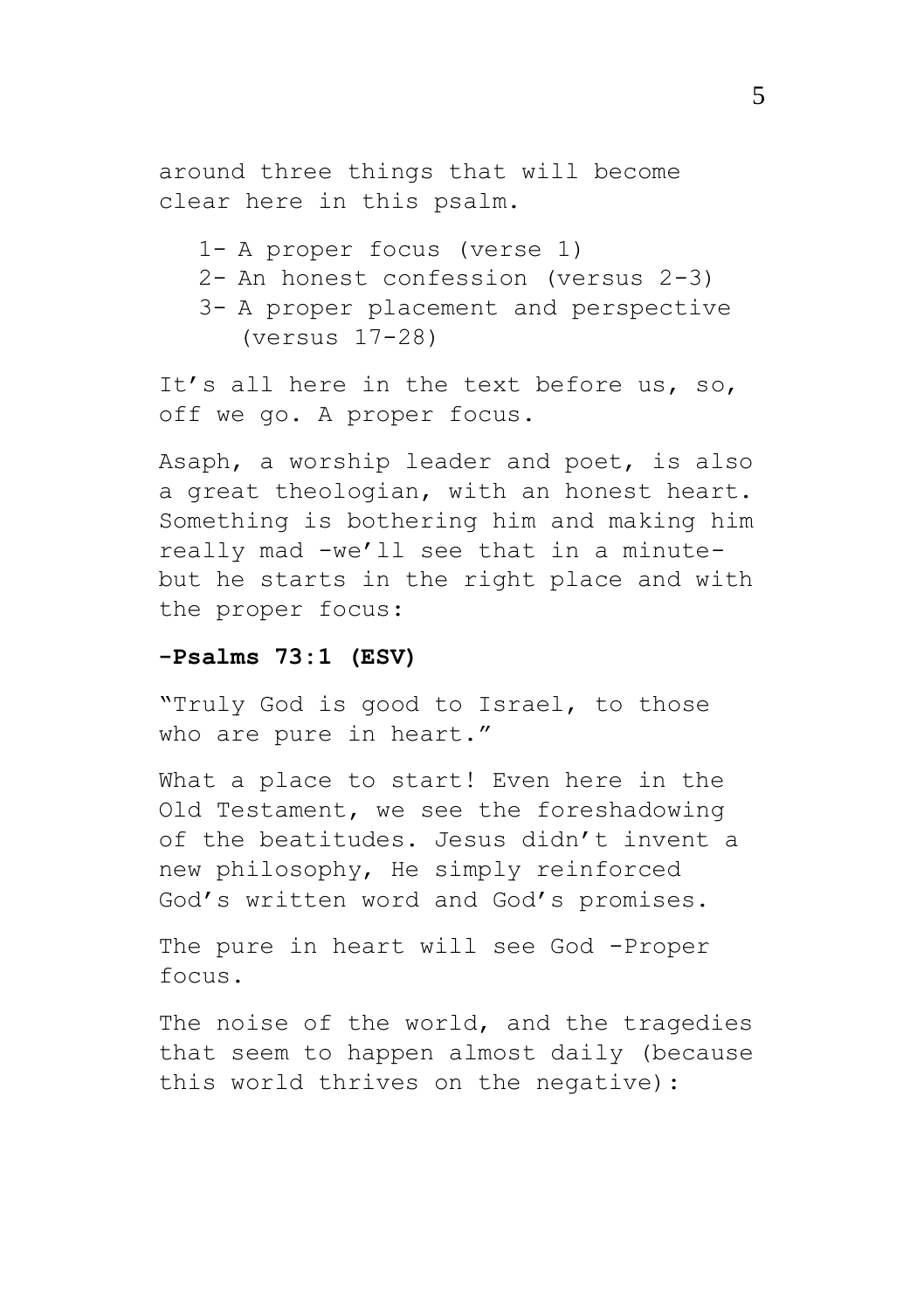around three things that will become clear here in this psalm.

1- A proper focus (verse 1)
2- An honest confession (versus 2-3)
3- A proper placement and perspective (versus 17-28)

It's all here in the text before us, so, off we go. A proper focus.

Asaph, a worship leader and poet, is also a great theologian, with an honest heart. Something is bothering him and making him really mad -we'll see that in a minute- but he starts in the right place and with the proper focus:

**-Psalms 73:1 (ESV)**

"Truly God is good to Israel, to those who are pure in heart."

What a place to start! Even here in the Old Testament, we see the foreshadowing of the beatitudes. Jesus didn't invent a new philosophy, He simply reinforced God's written word and God's promises.

The pure in heart will see God -Proper focus.

The noise of the world, and the tragedies that seem to happen almost daily (because this world thrives on the negative):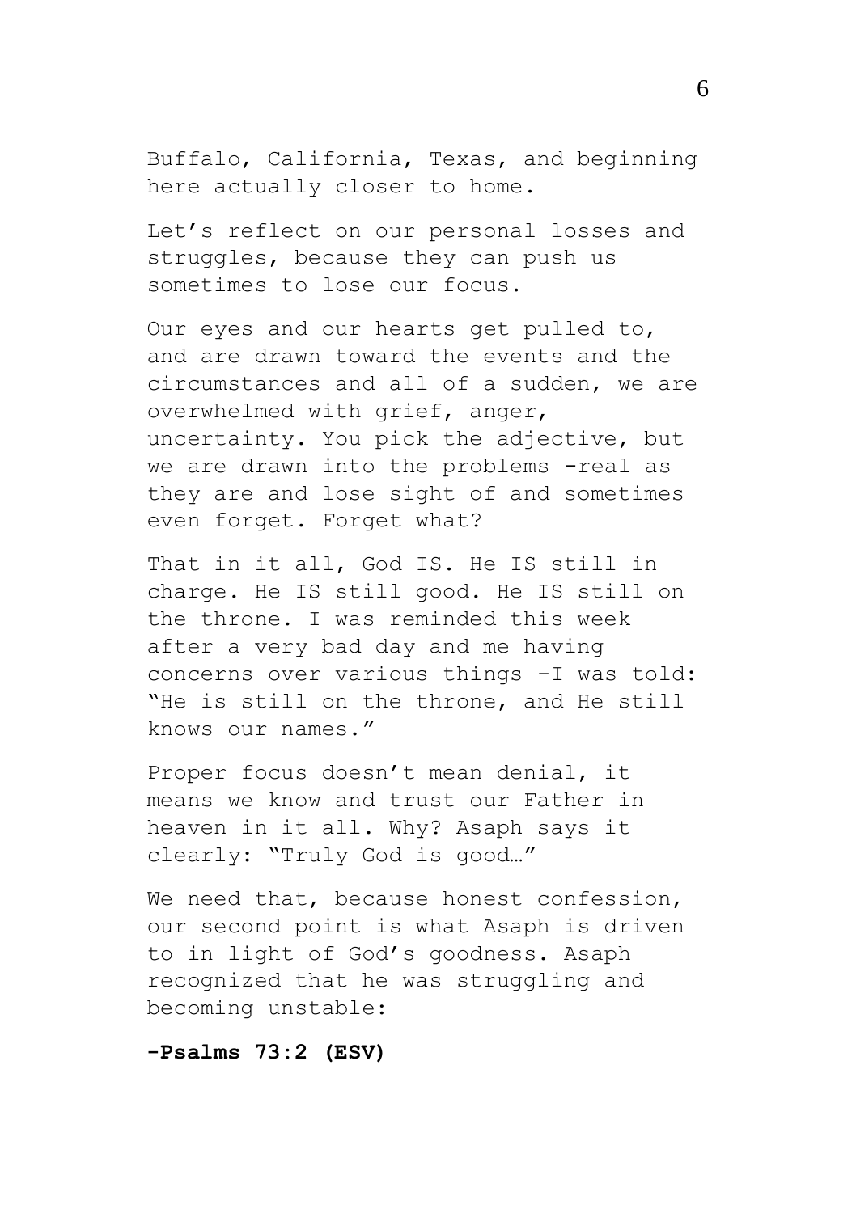Buffalo, California, Texas, and beginning here actually closer to home.

Let's reflect on our personal losses and struggles, because they can push us sometimes to lose our focus.

Our eyes and our hearts get pulled to, and are drawn toward the events and the circumstances and all of a sudden, we are overwhelmed with grief, anger, uncertainty. You pick the adjective, but we are drawn into the problems -real as they are and lose sight of and sometimes even forget. Forget what?

That in it all, God IS. He IS still in charge. He IS still good. He IS still on the throne. I was reminded this week after a very bad day and me having concerns over various things -I was told: "He is still on the throne, and He still knows our names."

Proper focus doesn't mean denial, it means we know and trust our Father in heaven in it all. Why? Asaph says it clearly: "Truly God is good…"

We need that, because honest confession, our second point is what Asaph is driven to in light of God's goodness. Asaph recognized that he was struggling and becoming unstable:

**-Psalms 73:2 (ESV)**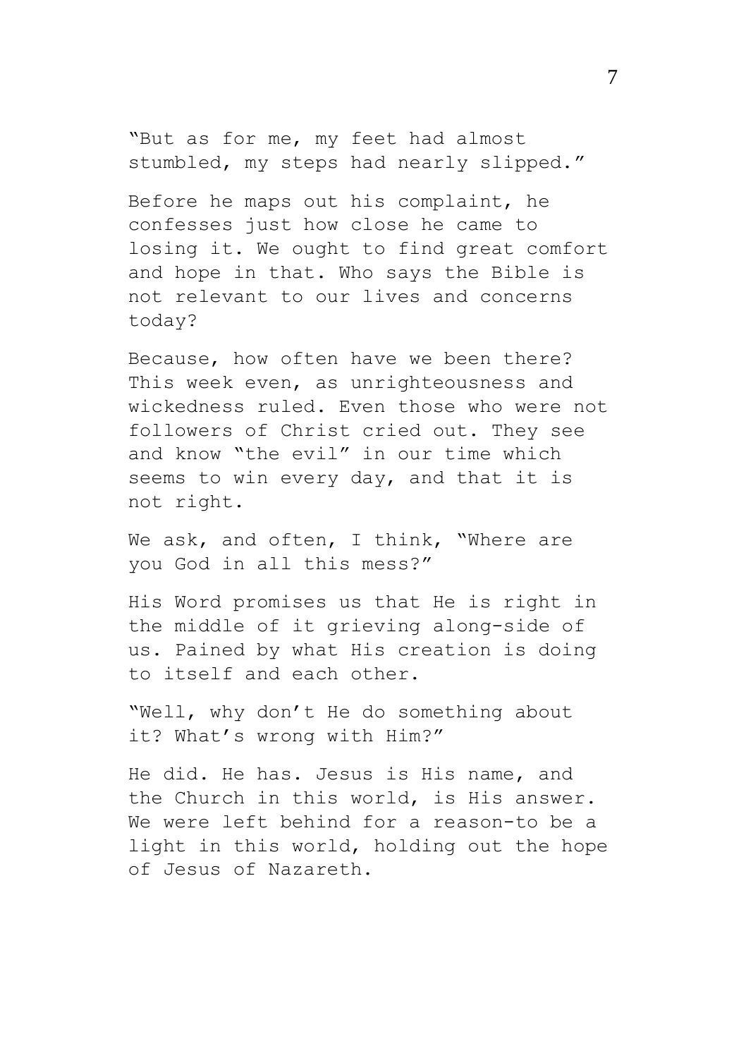"But as for me, my feet had almost stumbled, my steps had nearly slipped."

Before he maps out his complaint, he confesses just how close he came to losing it. We ought to find great comfort and hope in that. Who says the Bible is not relevant to our lives and concerns today?

Because, how often have we been there? This week even, as unrighteousness and wickedness ruled. Even those who were not followers of Christ cried out. They see and know "the evil" in our time which seems to win every day, and that it is not right.

We ask, and often, I think, "Where are you God in all this mess?"

His Word promises us that He is right in the middle of it grieving along-side of us. Pained by what His creation is doing to itself and each other.

"Well, why don't He do something about it? What's wrong with Him?"

He did. He has. Jesus is His name, and the Church in this world, is His answer. We were left behind for a reason-to be a light in this world, holding out the hope of Jesus of Nazareth.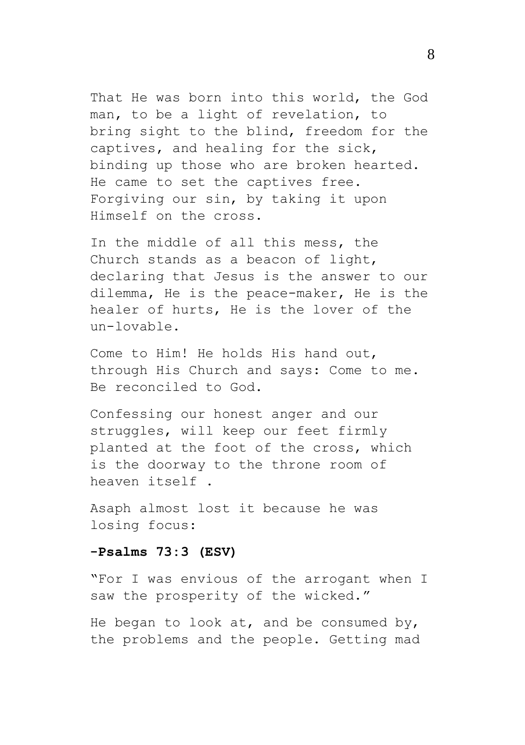That He was born into this world, the God man, to be a light of revelation, to bring sight to the blind, freedom for the captives, and healing for the sick, binding up those who are broken hearted. He came to set the captives free. Forgiving our sin, by taking it upon Himself on the cross.

In the middle of all this mess, the Church stands as a beacon of light, declaring that Jesus is the answer to our dilemma, He is the peace-maker, He is the healer of hurts, He is the lover of the un-lovable.

Come to Him! He holds His hand out, through His Church and says: Come to me. Be reconciled to God.

Confessing our honest anger and our struggles, will keep our feet firmly planted at the foot of the cross, which is the doorway to the throne room of heaven itself .

Asaph almost lost it because he was losing focus:

**-Psalms 73:3 (ESV)**

"For I was envious of the arrogant when I saw the prosperity of the wicked."

He began to look at, and be consumed by, the problems and the people. Getting mad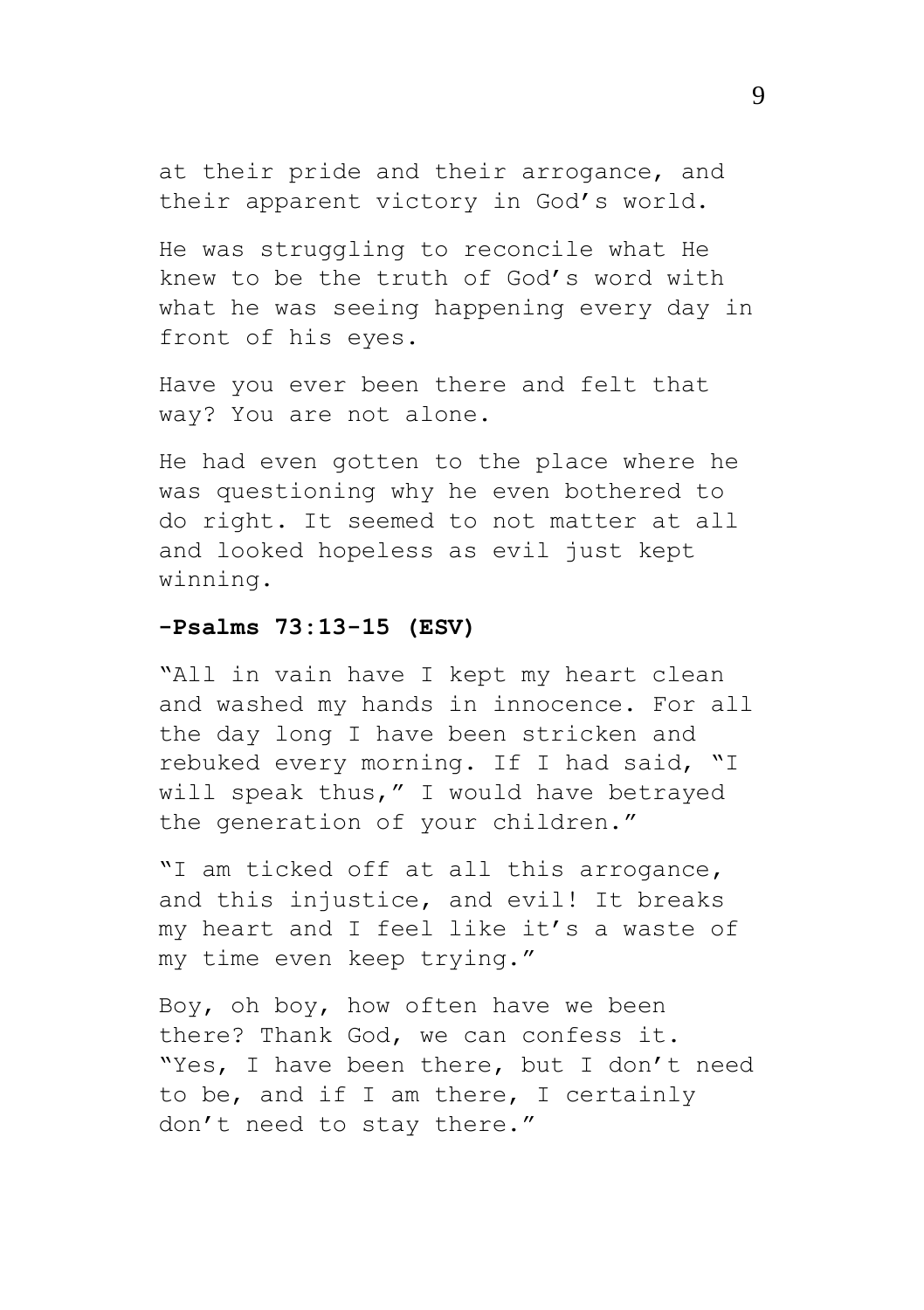at their pride and their arrogance, and their apparent victory in God's world.

He was struggling to reconcile what He knew to be the truth of God's word with what he was seeing happening every day in front of his eyes.

Have you ever been there and felt that way? You are not alone.

He had even gotten to the place where he was questioning why he even bothered to do right. It seemed to not matter at all and looked hopeless as evil just kept winning.

**-Psalms 73:13-15 (ESV)**

"All in vain have I kept my heart clean and washed my hands in innocence. For all the day long I have been stricken and rebuked every morning. If I had said, "I will speak thus," I would have betrayed the generation of your children."

"I am ticked off at all this arrogance, and this injustice, and evil! It breaks my heart and I feel like it's a waste of my time even keep trying."

Boy, oh boy, how often have we been there? Thank God, we can confess it. "Yes, I have been there, but I don't need to be, and if I am there, I certainly don't need to stay there."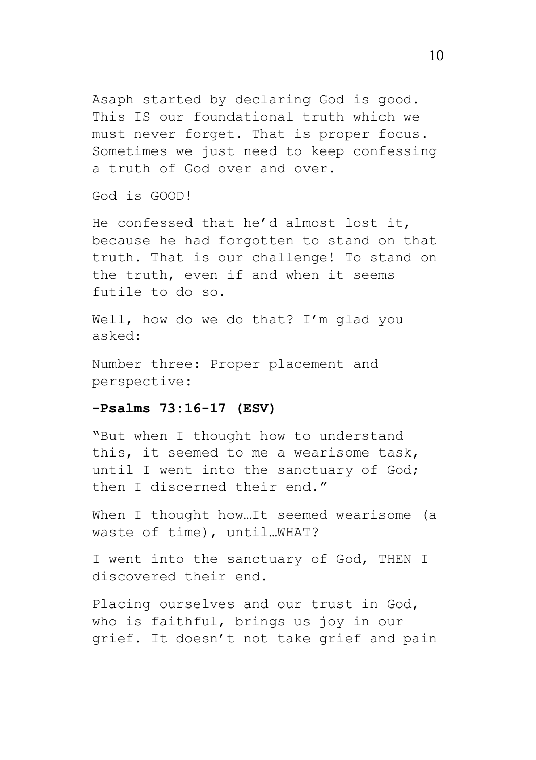Asaph started by declaring God is good. This IS our foundational truth which we must never forget. That is proper focus. Sometimes we just need to keep confessing a truth of God over and over.

God is GOOD!

He confessed that he'd almost lost it, because he had forgotten to stand on that truth. That is our challenge! To stand on the truth, even if and when it seems futile to do so.

Well, how do we do that? I'm glad you asked:

Number three: Proper placement and perspective:

**-Psalms 73:16-17 (ESV)**

"But when I thought how to understand this, it seemed to me a wearisome task, until I went into the sanctuary of God; then I discerned their end."

When I thought how…It seemed wearisome (a waste of time), until…WHAT?

I went into the sanctuary of God, THEN I discovered their end.

Placing ourselves and our trust in God, who is faithful, brings us joy in our grief. It doesn't not take grief and pain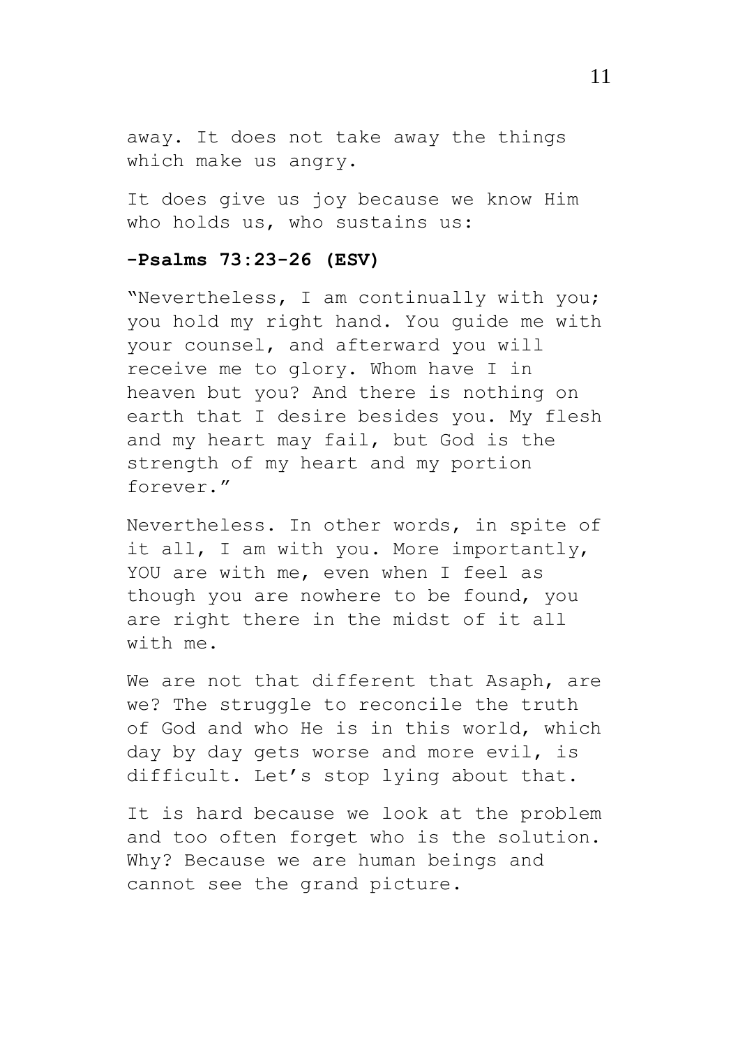away. It does not take away the things which make us angry.

It does give us joy because we know Him who holds us, who sustains us:

**-Psalms 73:23-26 (ESV)**

"Nevertheless, I am continually with you; you hold my right hand. You guide me with your counsel, and afterward you will receive me to glory. Whom have I in heaven but you? And there is nothing on earth that I desire besides you. My flesh and my heart may fail, but God is the strength of my heart and my portion forever."

Nevertheless. In other words, in spite of it all, I am with you. More importantly, YOU are with me, even when I feel as though you are nowhere to be found, you are right there in the midst of it all with me.

We are not that different that Asaph, are we? The struggle to reconcile the truth of God and who He is in this world, which day by day gets worse and more evil, is difficult. Let's stop lying about that.

It is hard because we look at the problem and too often forget who is the solution. Why? Because we are human beings and cannot see the grand picture.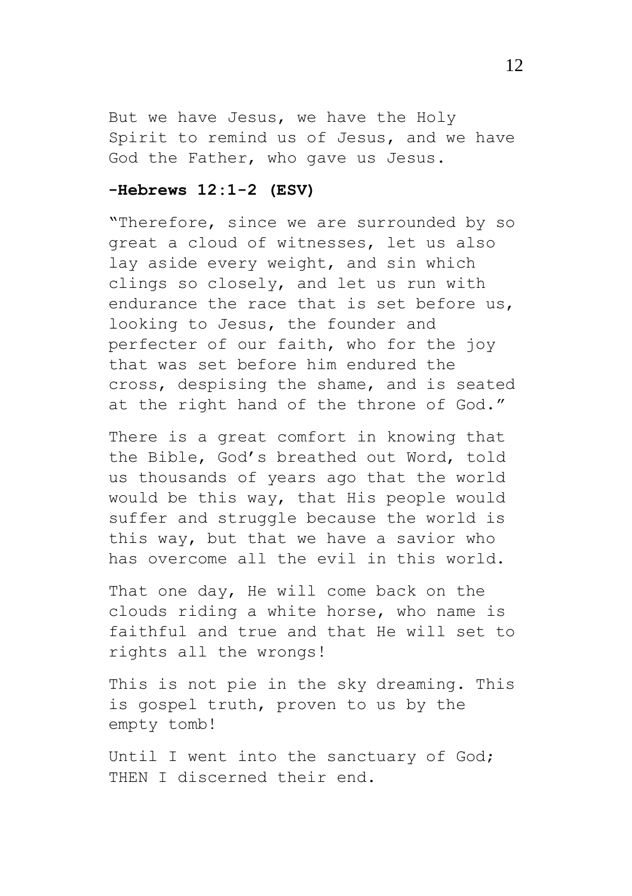But we have Jesus, we have the Holy Spirit to remind us of Jesus, and we have God the Father, who gave us Jesus.

**-Hebrews 12:1-2 (ESV)**

"Therefore, since we are surrounded by so great a cloud of witnesses, let us also lay aside every weight, and sin which clings so closely, and let us run with endurance the race that is set before us, looking to Jesus, the founder and perfecter of our faith, who for the joy that was set before him endured the cross, despising the shame, and is seated at the right hand of the throne of God."

There is a great comfort in knowing that the Bible, God's breathed out Word, told us thousands of years ago that the world would be this way, that His people would suffer and struggle because the world is this way, but that we have a savior who has overcome all the evil in this world.

That one day, He will come back on the clouds riding a white horse, who name is faithful and true and that He will set to rights all the wrongs!

This is not pie in the sky dreaming. This is gospel truth, proven to us by the empty tomb!

Until I went into the sanctuary of God; THEN I discerned their end.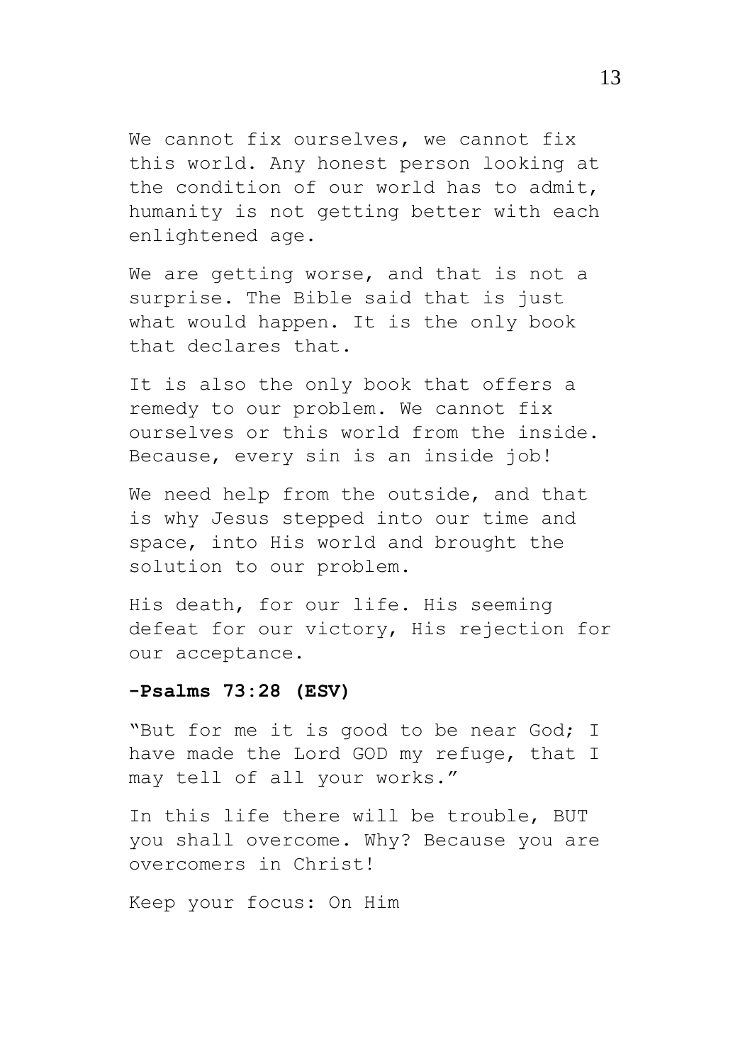We cannot fix ourselves, we cannot fix this world. Any honest person looking at the condition of our world has to admit, humanity is not getting better with each enlightened age.

We are getting worse, and that is not a surprise. The Bible said that is just what would happen. It is the only book that declares that.

It is also the only book that offers a remedy to our problem. We cannot fix ourselves or this world from the inside. Because, every sin is an inside job!

We need help from the outside, and that is why Jesus stepped into our time and space, into His world and brought the solution to our problem.

His death, for our life. His seeming defeat for our victory, His rejection for our acceptance.

**-Psalms 73:28 (ESV)**

"But for me it is good to be near God; I have made the Lord GOD my refuge, that I may tell of all your works."

In this life there will be trouble, BUT you shall overcome. Why? Because you are overcomers in Christ!

Keep your focus: On Him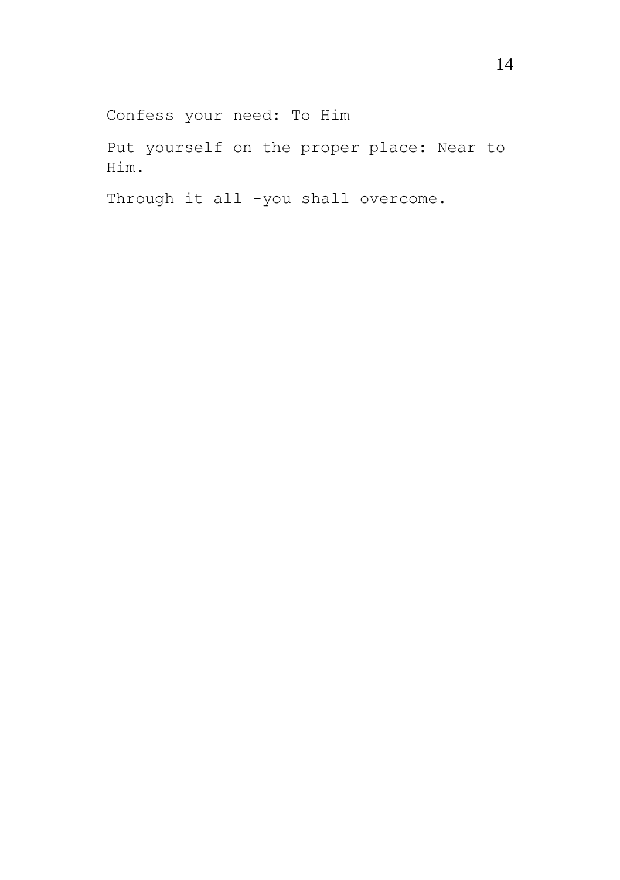Confess your need: To Him

Put yourself on the proper place: Near to Him.

Through it all -you shall overcome.